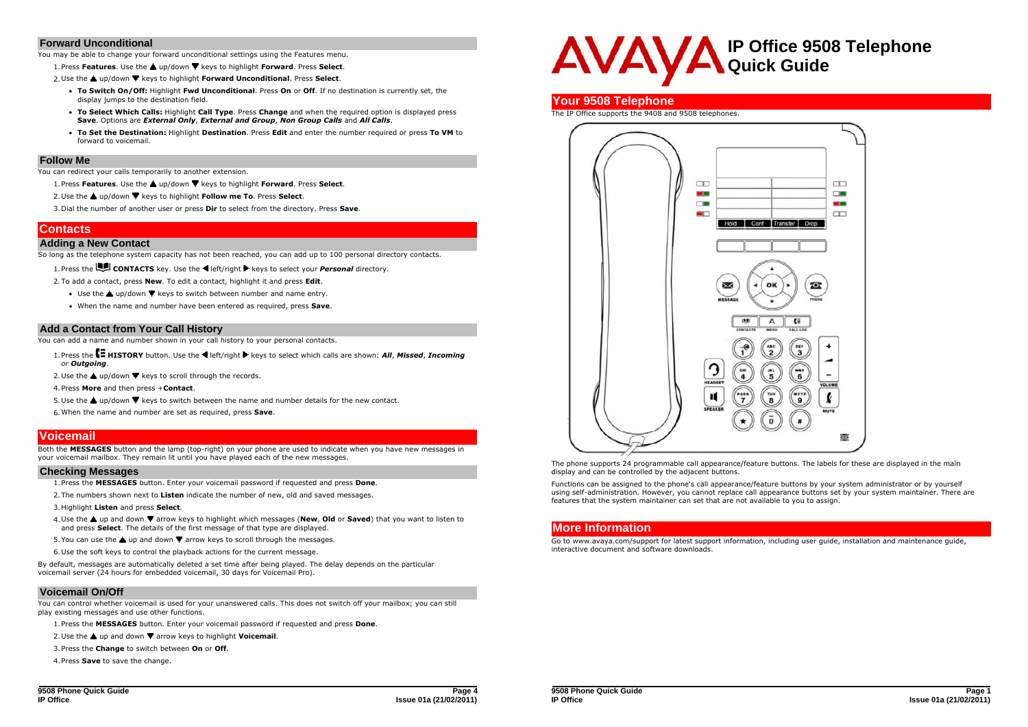## Forward Unconditional

You may be able to change your forward unconditional settings using the Features menu.

1. Press **Features**. Use the ▲ up/down ▼ keys to highlight **Forward**. Press **Select**.
2. Use the ▲ up/down ▼ keys to highlight **Forward Unconditional**. Press **Select**.
   - **To Switch On/Off:** Highlight **Fwd Unconditional**. Press **On** or **Off**. If no destination is currently set, the display jumps to the destination field.
   - **To Select Which Calls:** Highlight **Call Type**. Press **Change** and when the required option is displayed press **Save**. Options are ***External Only***, ***External and Group***, ***Non Group Calls*** and ***All Calls***.
   - **To Set the Destination:** Highlight **Destination**. Press **Edit** and enter the number required or press **To VM** to forward to voicemail.

## Follow Me

You can redirect your calls temporarily to another extension.

1. Press **Features**. Use the ▲ up/down ▼ keys to highlight **Forward**. Press **Select**.
2. Use the ▲ up/down ▼ keys to highlight **Follow me To**. Press **Select**.
3. Dial the number of another user or press **Dir** to select from the directory. Press **Save**.

# Contacts

## Adding a New Contact

So long as the telephone system capacity has not been reached, you can add up to 100 personal directory contacts.

1. Press the **CONTACTS** key. Use the ◀ left/right ▶ keys to select your ***Personal*** directory.
2. To add a contact, press **New**. To edit a contact, highlight it and press **Edit**.
   - Use the ▲ up/down ▼ keys to switch between number and name entry.
   - When the name and number have been entered as required, press **Save**.

## Add a Contact from Your Call History

You can add a name and number shown in your call history to your personal contacts.

1. Press the **HISTORY** button. Use the ◀ left/right ▶ keys to select which calls are shown: ***All***, ***Missed***, ***Incoming*** or ***Outgoing***.
2. Use the ▲ up/down ▼ keys to scroll through the records.
4. Press **More** and then press +**Contact**.
5. Use the ▲ up/down ▼ keys to switch between the name and number details for the new contact.
6. When the name and number are set as required, press **Save**.

# Voicemail

Both the **MESSAGES** button and the lamp (top-right) on your phone are used to indicate when you have new messages in your voicemail mailbox. They remain lit until you have played each of the new messages.

## Checking Messages

1. Press the **MESSAGES** button. Enter your voicemail password if requested and press **Done**.
2. The numbers shown next to **Listen** indicate the number of new, old and saved messages.
3. Highlight **Listen** and press **Select**.
4. Use the ▲ up and down ▼ arrow keys to highlight which messages (**New**, **Old** or **Saved**) that you want to listen to and press **Select**. The details of the first message of that type are displayed.
5. You can use the ▲ up and down ▼ arrow keys to scroll through the messages.
6. Use the soft keys to control the playback actions for the current message.

By default, messages are automatically deleted a set time after being played. The delay depends on the particular voicemail server (24 hours for embedded voicemail, 30 days for Voicemail Pro).

## Voicemail On/Off

You can control whether voicemail is used for your unanswered calls. This does not switch off your mailbox; you can still play existing messages and use other functions.

1. Press the **MESSAGES** button. Enter your voicemail password if requested and press **Done**.
2. Use the ▲ up and down ▼ arrow keys to highlight **Voicemail**.
3. Press the **Change** to switch between **On** or **Off**.
4. Press **Save** to save the change.

# AVAYA IP Office 9508 Telephone Quick Guide

# Your 9508 Telephone

The IP Office supports the 9408 and 9508 telephones.

The phone supports 24 programmable call appearance/feature buttons. The labels for these are displayed in the main display and can be controlled by the adjacent buttons.

Functions can be assigned to the phone's call appearance/feature buttons by your system administrator or by yourself using self-administration. However, you cannot replace call appearance buttons set by your system maintainer. There are features that the system maintainer can set that are not available to you to assign.

# More Information

Go to www.avaya.com/support for latest support information, including user guide, installation and maintenance guide, interactive document and software downloads.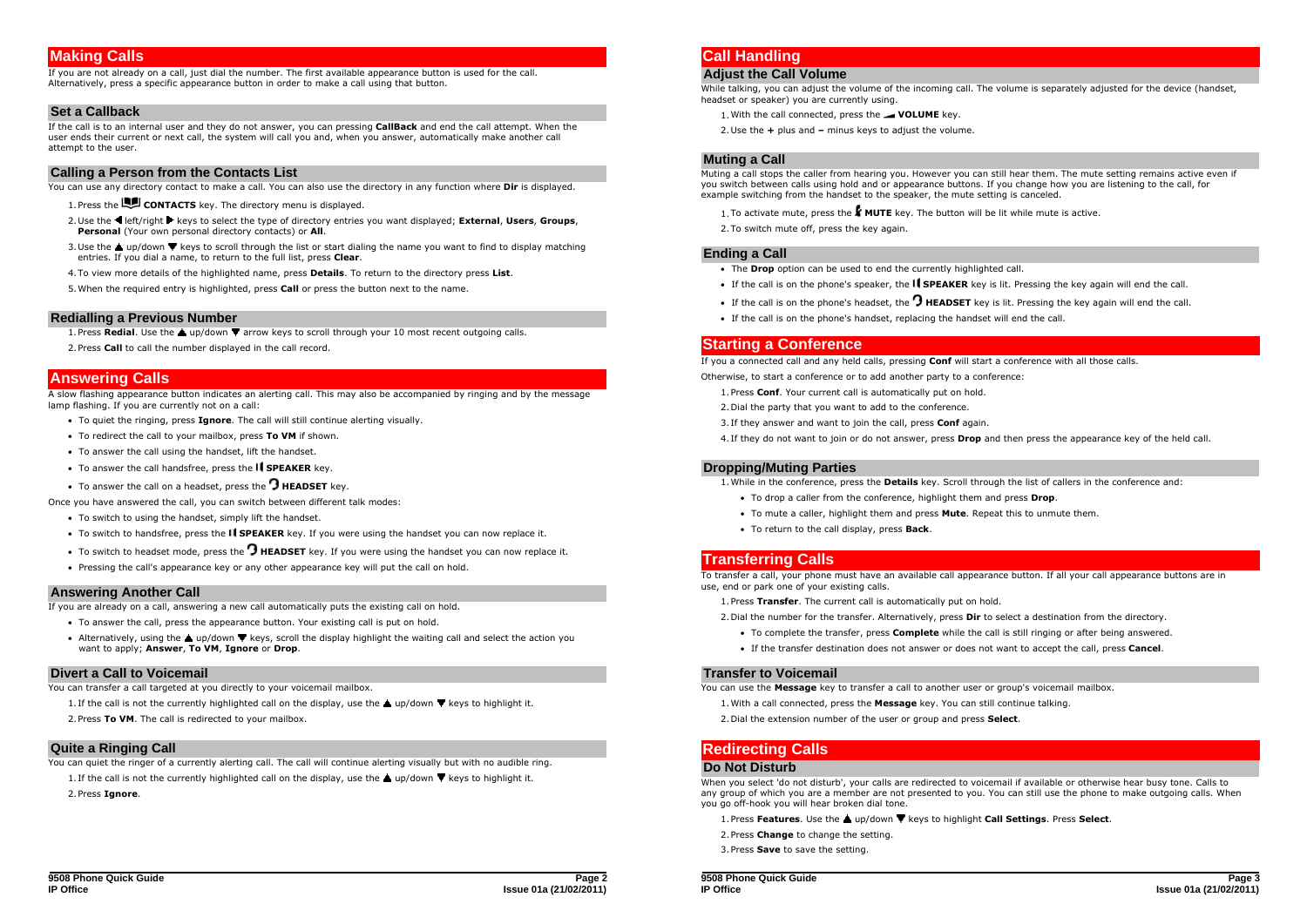## Making Calls

If you are not already on a call, just dial the number. The first available appearance button is used for the call. Alternatively, press a specific appearance button in order to make a call using that button.

### Set a Callback

If the call is to an internal user and they do not answer, you can pressing **CallBack** and end the call attempt. When the user ends their current or next call, the system will call you and, when you answer, automatically make another call attempt to the user.

### Calling a Person from the Contacts List

You can use any directory contact to make a call. You can also use the directory in any function where **Dir** is displayed.

1. Press the **CONTACTS** key. The directory menu is displayed.
2. Use the ◀ left/right ▶ keys to select the type of directory entries you want displayed; **External**, **Users**, **Groups**, **Personal** (Your own personal directory contacts) or **All**.
3. Use the ▲ up/down ▼ keys to scroll through the list or start dialing the name you want to find to display matching entries. If you dial a name, to return to the full list, press **Clear**.
4. To view more details of the highlighted name, press **Details**. To return to the directory press **List**.
5. When the required entry is highlighted, press **Call** or press the button next to the name.

### Redialling a Previous Number

1. Press **Redial**. Use the ▲ up/down ▼ arrow keys to scroll through your 10 most recent outgoing calls.
2. Press **Call** to call the number displayed in the call record.

## Answering Calls

A slow flashing appearance button indicates an alerting call. This may also be accompanied by ringing and by the message lamp flashing. If you are currently not on a call:

- To quiet the ringing, press **Ignore**. The call will still continue alerting visually.
- To redirect the call to your mailbox, press **To VM** if shown.
- To answer the call using the handset, lift the handset.
- To answer the call handsfree, press the **SPEAKER** key.
- To answer the call on a headset, press the **HEADSET** key.

Once you have answered the call, you can switch between different talk modes:

- To switch to using the handset, simply lift the handset.
- To switch to handsfree, press the **SPEAKER** key. If you were using the handset you can now replace it.
- To switch to headset mode, press the **HEADSET** key. If you were using the handset you can now replace it.
- Pressing the call's appearance key or any other appearance key will put the call on hold.

### Answering Another Call

If you are already on a call, answering a new call automatically puts the existing call on hold.

- To answer the call, press the appearance button. Your existing call is put on hold.
- Alternatively, using the ▲ up/down ▼ keys, scroll the display highlight the waiting call and select the action you want to apply; **Answer**, **To VM**, **Ignore** or **Drop**.

### Divert a Call to Voicemail

You can transfer a call targeted at you directly to your voicemail mailbox.

1. If the call is not the currently highlighted call on the display, use the ▲ up/down ▼ keys to highlight it.
2. Press **To VM**. The call is redirected to your mailbox.

### Quite a Ringing Call

You can quiet the ringer of a currently alerting call. The call will continue alerting visually but with no audible ring.

1. If the call is not the currently highlighted call on the display, use the ▲ up/down ▼ keys to highlight it.
2. Press **Ignore**.

## Call Handling

### Adjust the Call Volume

While talking, you can adjust the volume of the incoming call. The volume is separately adjusted for the device (handset, headset or speaker) you are currently using.

1. With the call connected, press the **VOLUME** key.
2. Use the **+** plus and **–** minus keys to adjust the volume.

### Muting a Call

Muting a call stops the caller from hearing you. However you can still hear them. The mute setting remains active even if you switch between calls using hold and or appearance buttons. If you change how you are listening to the call, for example switching from the handset to the speaker, the mute setting is canceled.

1. To activate mute, press the **MUTE** key. The button will be lit while mute is active.
2. To switch mute off, press the key again.

### Ending a Call

- The **Drop** option can be used to end the currently highlighted call.
- If the call is on the phone's speaker, the **SPEAKER** key is lit. Pressing the key again will end the call.
- If the call is on the phone's headset, the **HEADSET** key is lit. Pressing the key again will end the call.
- If the call is on the phone's handset, replacing the handset will end the call.

## Starting a Conference

If you a connected call and any held calls, pressing **Conf** will start a conference with all those calls.

Otherwise, to start a conference or to add another party to a conference:

1. Press **Conf**. Your current call is automatically put on hold.
2. Dial the party that you want to add to the conference.
3. If they answer and want to join the call, press **Conf** again.
4. If they do not want to join or do not answer, press **Drop** and then press the appearance key of the held call.

### Dropping/Muting Parties

1. While in the conference, press the **Details** key. Scroll through the list of callers in the conference and:
   - To drop a caller from the conference, highlight them and press **Drop**.
   - To mute a caller, highlight them and press **Mute**. Repeat this to unmute them.
   - To return to the call display, press **Back**.

## Transferring Calls

To transfer a call, your phone must have an available call appearance button. If all your call appearance buttons are in use, end or park one of your existing calls.

1. Press **Transfer**. The current call is automatically put on hold.
2. Dial the number for the transfer. Alternatively, press **Dir** to select a destination from the directory.
   - To complete the transfer, press **Complete** while the call is still ringing or after being answered.
   - If the transfer destination does not answer or does not want to accept the call, press **Cancel**.

### Transfer to Voicemail

You can use the **Message** key to transfer a call to another user or group's voicemail mailbox.

1. With a call connected, press the **Message** key. You can still continue talking.
2. Dial the extension number of the user or group and press **Select**.

## Redirecting Calls

### Do Not Disturb

When you select 'do not disturb', your calls are redirected to voicemail if available or otherwise hear busy tone. Calls to any group of which you are a member are not presented to you. You can still use the phone to make outgoing calls. When you go off-hook you will hear broken dial tone.

1. Press **Features**. Use the ▲ up/down ▼ keys to highlight **Call Settings**. Press **Select**.
2. Press **Change** to change the setting.
3. Press **Save** to save the setting.